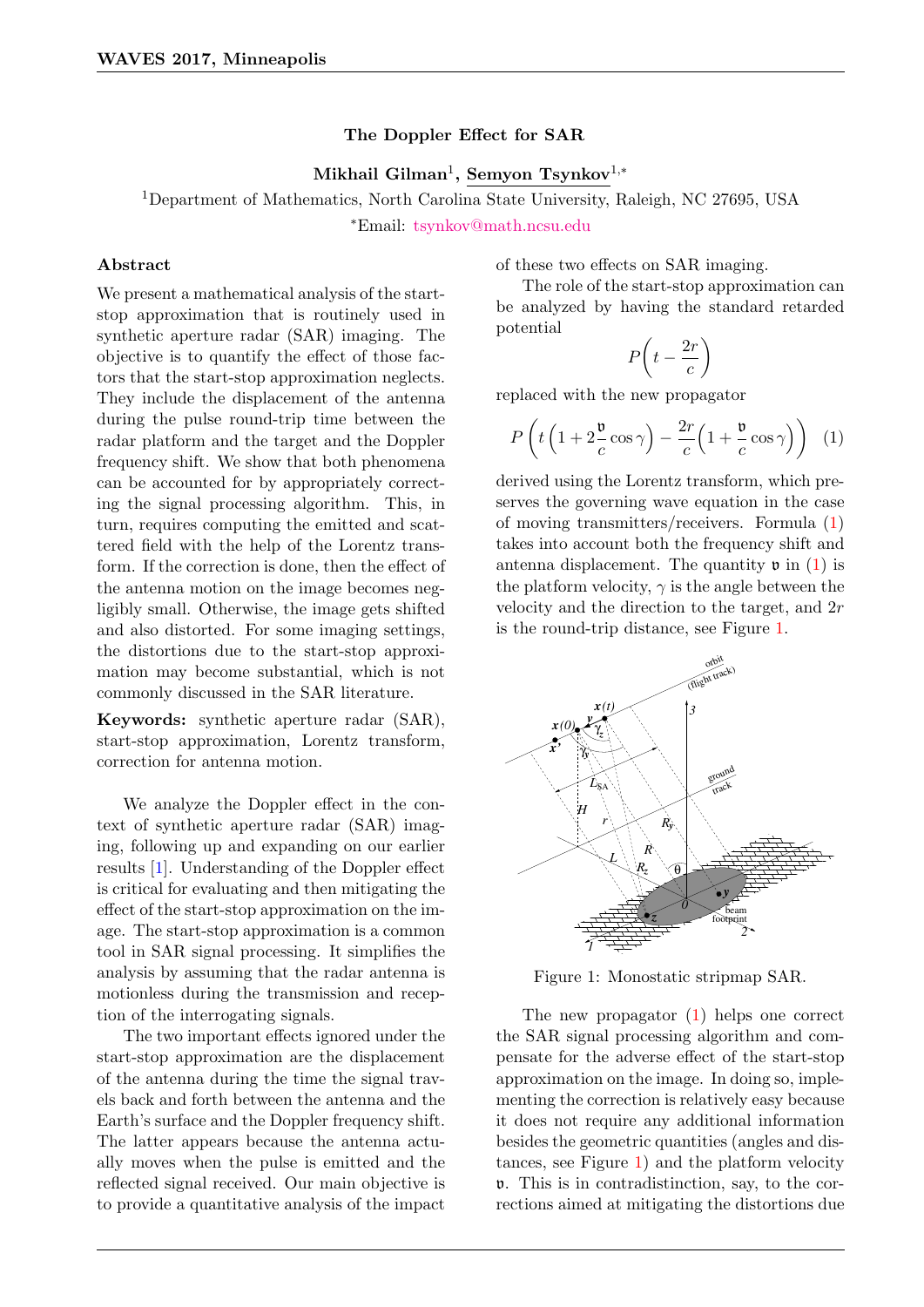# The Doppler Effect for SAR

**Mikhail Gilman**[1], **Semyon Tsynkov**[1,*]

[1]Department of Mathematics, North Carolina State University, Raleigh, NC 27695, USA

*Email: tsynkov@math.ncsu.edu

## Abstract

We present a mathematical analysis of the start-stop approximation that is routinely used in synthetic aperture radar (SAR) imaging. The objective is to quantify the effect of those factors that the start-stop approximation neglects. They include the displacement of the antenna during the pulse round-trip time between the radar platform and the target and the Doppler frequency shift. We show that both phenomena can be accounted for by appropriately correcting the signal processing algorithm. This, in turn, requires computing the emitted and scattered field with the help of the Lorentz transform. If the correction is done, then the effect of the antenna motion on the image becomes negligibly small. Otherwise, the image gets shifted and also distorted. For some imaging settings, the distortions due to the start-stop approximation may become substantial, which is not commonly discussed in the SAR literature.

**Keywords:** synthetic aperture radar (SAR), start-stop approximation, Lorentz transform, correction for antenna motion.

We analyze the Doppler effect in the context of synthetic aperture radar (SAR) imaging, following up and expanding on our earlier results [1]. Understanding of the Doppler effect is critical for evaluating and then mitigating the effect of the start-stop approximation on the image. The start-stop approximation is a common tool in SAR signal processing. It simplifies the analysis by assuming that the radar antenna is motionless during the transmission and reception of the interrogating signals.

The two important effects ignored under the start-stop approximation are the displacement of the antenna during the time the signal travels back and forth between the antenna and the Earth's surface and the Doppler frequency shift. The latter appears because the antenna actually moves when the pulse is emitted and the reflected signal received. Our main objective is to provide a quantitative analysis of the impact of these two effects on SAR imaging.

The role of the start-stop approximation can be analyzed by having the standard retarded potential

$$P\left(t - \frac{2r}{c}\right)$$

replaced with the new propagator

$$P\left(t\left(1 + 2\frac{\mathfrak{v}}{c}\cos\gamma\right) - \frac{2r}{c}\left(1 + \frac{\mathfrak{v}}{c}\cos\gamma\right)\right) \quad (1)$$

derived using the Lorentz transform, which preserves the governing wave equation in the case of moving transmitters/receivers. Formula (1) takes into account both the frequency shift and antenna displacement. The quantity $\mathfrak{v}$ in (1) is the platform velocity, $\gamma$ is the angle between the velocity and the direction to the target, and $2r$ is the round-trip distance, see Figure 1.

Figure 1: Monostatic stripmap SAR.

The new propagator (1) helps one correct the SAR signal processing algorithm and compensate for the adverse effect of the start-stop approximation on the image. In doing so, implementing the correction is relatively easy because it does not require any additional information besides the geometric quantities (angles and distances, see Figure 1) and the platform velocity $\mathfrak{v}$. This is in contradistinction, say, to the corrections aimed at mitigating the distortions due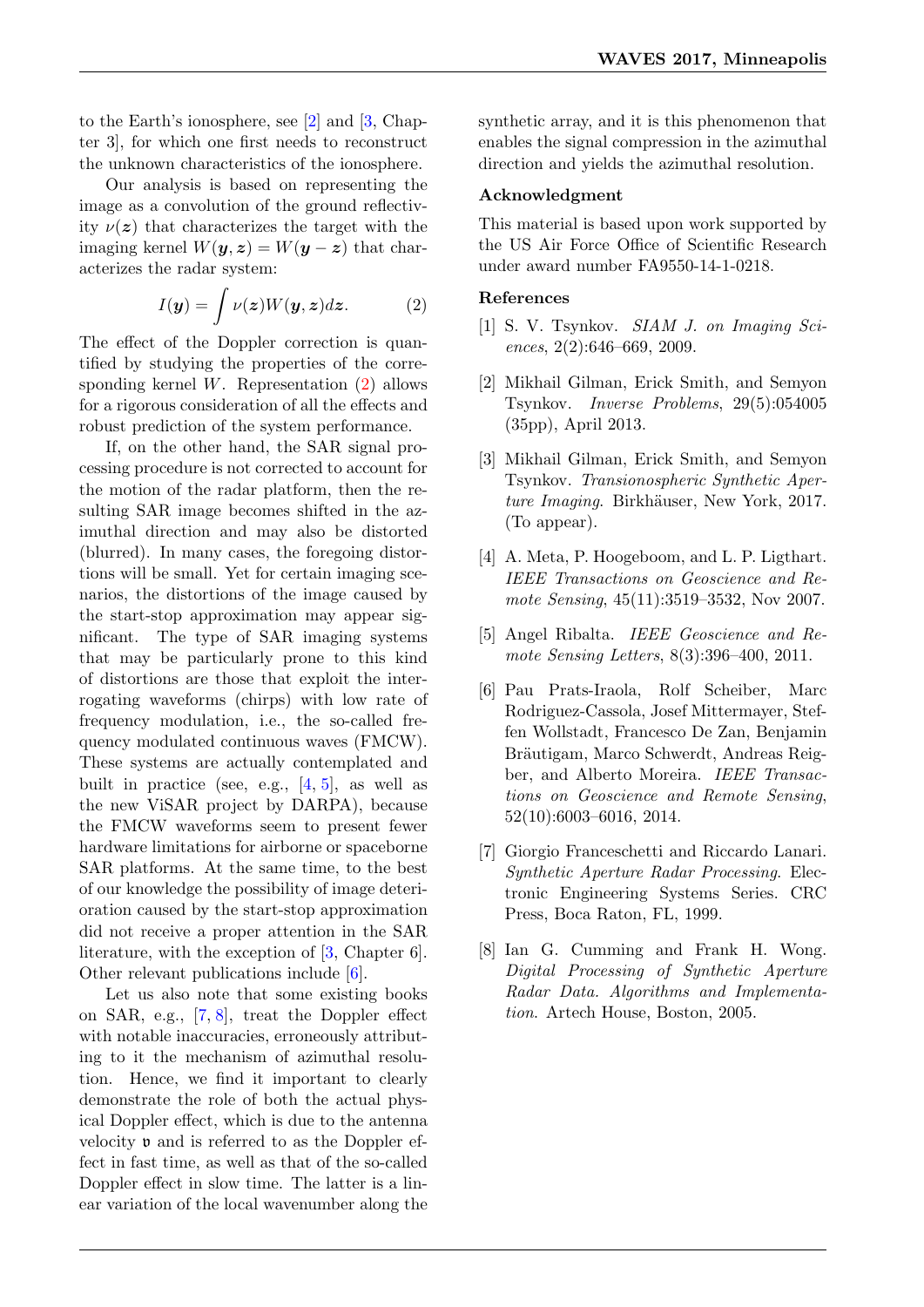to the Earth's ionosphere, see [2] and [3, Chapter 3], for which one first needs to reconstruct the unknown characteristics of the ionosphere.

Our analysis is based on representing the image as a convolution of the ground reflectivity $\nu(\boldsymbol{z})$ that characterizes the target with the imaging kernel $W(\boldsymbol{y},\boldsymbol{z}) = W(\boldsymbol{y}-\boldsymbol{z})$ that characterizes the radar system:

$$I(\boldsymbol{y}) = \int \nu(\boldsymbol{z}) W(\boldsymbol{y},\boldsymbol{z}) d\boldsymbol{z}. \tag{2}$$

The effect of the Doppler correction is quantified by studying the properties of the corresponding kernel $W$. Representation (2) allows for a rigorous consideration of all the effects and robust prediction of the system performance.

If, on the other hand, the SAR signal processing procedure is not corrected to account for the motion of the radar platform, then the resulting SAR image becomes shifted in the azimuthal direction and may also be distorted (blurred). In many cases, the foregoing distortions will be small. Yet for certain imaging scenarios, the distortions of the image caused by the start-stop approximation may appear significant. The type of SAR imaging systems that may be particularly prone to this kind of distortions are those that exploit the interrogating waveforms (chirps) with low rate of frequency modulation, i.e., the so-called frequency modulated continuous waves (FMCW). These systems are actually contemplated and built in practice (see, e.g., [4, 5], as well as the new ViSAR project by DARPA), because the FMCW waveforms seem to present fewer hardware limitations for airborne or spaceborne SAR platforms. At the same time, to the best of our knowledge the possibility of image deterioration caused by the start-stop approximation did not receive a proper attention in the SAR literature, with the exception of [3, Chapter 6]. Other relevant publications include [6].

Let us also note that some existing books on SAR, e.g., [7, 8], treat the Doppler effect with notable inaccuracies, erroneously attributing to it the mechanism of azimuthal resolution. Hence, we find it important to clearly demonstrate the role of both the actual physical Doppler effect, which is due to the antenna velocity $\mathfrak{v}$ and is referred to as the Doppler effect in fast time, as well as that of the so-called Doppler effect in slow time. The latter is a linear variation of the local wavenumber along the synthetic array, and it is this phenomenon that enables the signal compression in the azimuthal direction and yields the azimuthal resolution.

### Acknowledgment

This material is based upon work supported by the US Air Force Office of Scientific Research under award number FA9550-14-1-0218.

### References

[1] S. V. Tsynkov. *SIAM J. on Imaging Sciences*, 2(2):646–669, 2009.

[2] Mikhail Gilman, Erick Smith, and Semyon Tsynkov. *Inverse Problems*, 29(5):054005 (35pp), April 2013.

[3] Mikhail Gilman, Erick Smith, and Semyon Tsynkov. *Transionospheric Synthetic Aperture Imaging*. Birkhäuser, New York, 2017. (To appear).

[4] A. Meta, P. Hoogeboom, and L. P. Ligthart. *IEEE Transactions on Geoscience and Remote Sensing*, 45(11):3519–3532, Nov 2007.

[5] Angel Ribalta. *IEEE Geoscience and Remote Sensing Letters*, 8(3):396–400, 2011.

[6] Pau Prats-Iraola, Rolf Scheiber, Marc Rodriguez-Cassola, Josef Mittermayer, Steffen Wollstadt, Francesco De Zan, Benjamin Bräutigam, Marco Schwerdt, Andreas Reigber, and Alberto Moreira. *IEEE Transactions on Geoscience and Remote Sensing*, 52(10):6003–6016, 2014.

[7] Giorgio Franceschetti and Riccardo Lanari. *Synthetic Aperture Radar Processing*. Electronic Engineering Systems Series. CRC Press, Boca Raton, FL, 1999.

[8] Ian G. Cumming and Frank H. Wong. *Digital Processing of Synthetic Aperture Radar Data. Algorithms and Implementation*. Artech House, Boston, 2005.